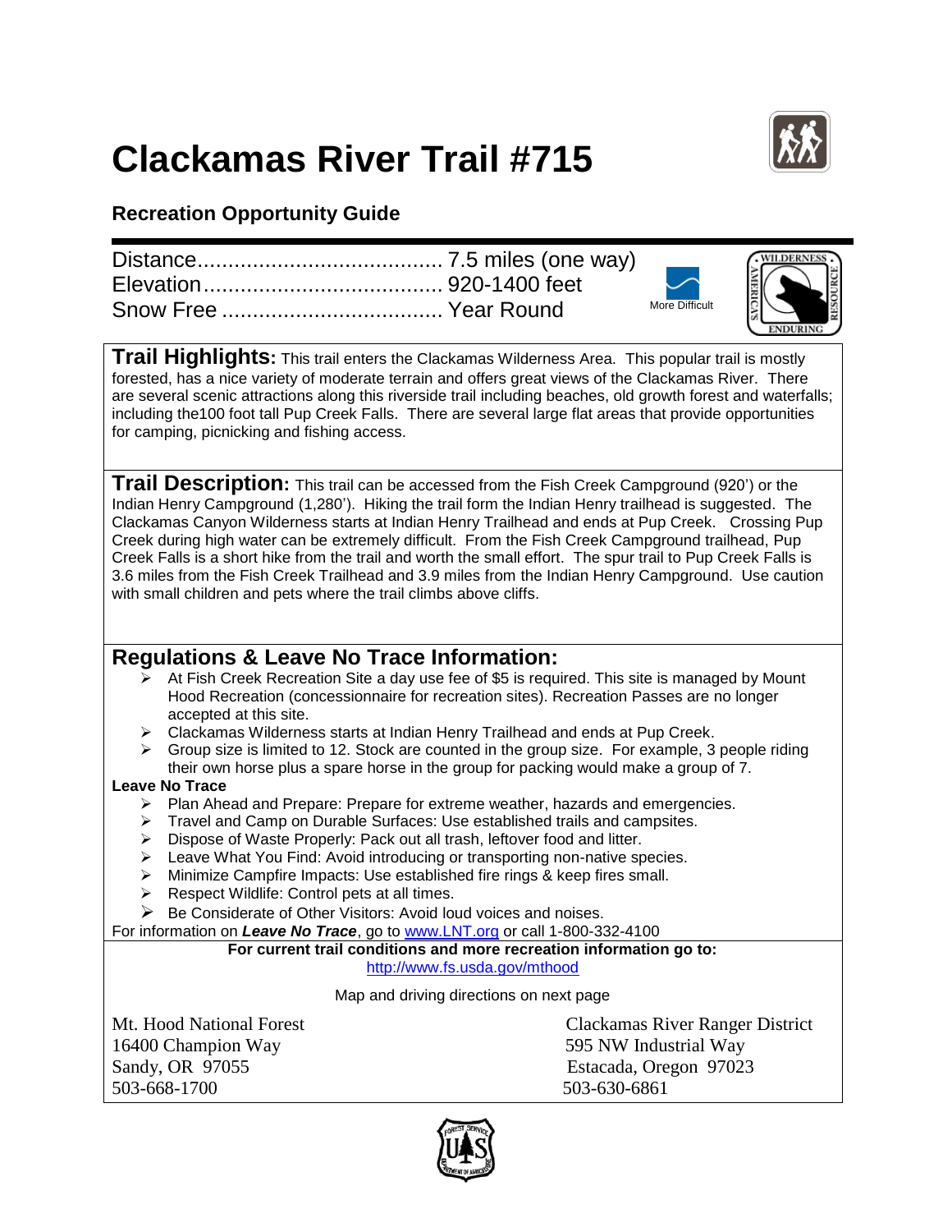# Clackamas River Trail #715

## Recreation Opportunity Guide

Distance........................................ 7.5 miles (one way)
Elevation....................................... 920-1400 feet
Snow Free .................................... Year Round

More Difficult

**Trail Highlights:** This trail enters the Clackamas Wilderness Area. This popular trail is mostly forested, has a nice variety of moderate terrain and offers great views of the Clackamas River. There are several scenic attractions along this riverside trail including beaches, old growth forest and waterfalls; including the100 foot tall Pup Creek Falls. There are several large flat areas that provide opportunities for camping, picnicking and fishing access.

**Trail Description:** This trail can be accessed from the Fish Creek Campground (920') or the Indian Henry Campground (1,280'). Hiking the trail form the Indian Henry trailhead is suggested. The Clackamas Canyon Wilderness starts at Indian Henry Trailhead and ends at Pup Creek. Crossing Pup Creek during high water can be extremely difficult. From the Fish Creek Campground trailhead, Pup Creek Falls is a short hike from the trail and worth the small effort. The spur trail to Pup Creek Falls is 3.6 miles from the Fish Creek Trailhead and 3.9 miles from the Indian Henry Campground. Use caution with small children and pets where the trail climbs above cliffs.

## Regulations & Leave No Trace Information:

- At Fish Creek Recreation Site a day use fee of $5 is required. This site is managed by Mount Hood Recreation (concessionnaire for recreation sites). Recreation Passes are no longer accepted at this site.
- Clackamas Wilderness starts at Indian Henry Trailhead and ends at Pup Creek.
- Group size is limited to 12. Stock are counted in the group size. For example, 3 people riding their own horse plus a spare horse in the group for packing would make a group of 7.

**Leave No Trace**

- Plan Ahead and Prepare: Prepare for extreme weather, hazards and emergencies.
- Travel and Camp on Durable Surfaces: Use established trails and campsites.
- Dispose of Waste Properly: Pack out all trash, leftover food and litter.
- Leave What You Find: Avoid introducing or transporting non-native species.
- Minimize Campfire Impacts: Use established fire rings & keep fires small.
- Respect Wildlife: Control pets at all times.
- Be Considerate of Other Visitors: Avoid loud voices and noises.

For information on ***Leave No Trace***, go to www.LNT.org or call 1-800-332-4100

**For current trail conditions and more recreation information go to:**
http://www.fs.usda.gov/mthood

Map and driving directions on next page

Mt. Hood National Forest
16400 Champion Way
Sandy, OR 97055
503-668-1700

Clackamas River Ranger District
595 NW Industrial Way
Estacada, Oregon 97023
503-630-6861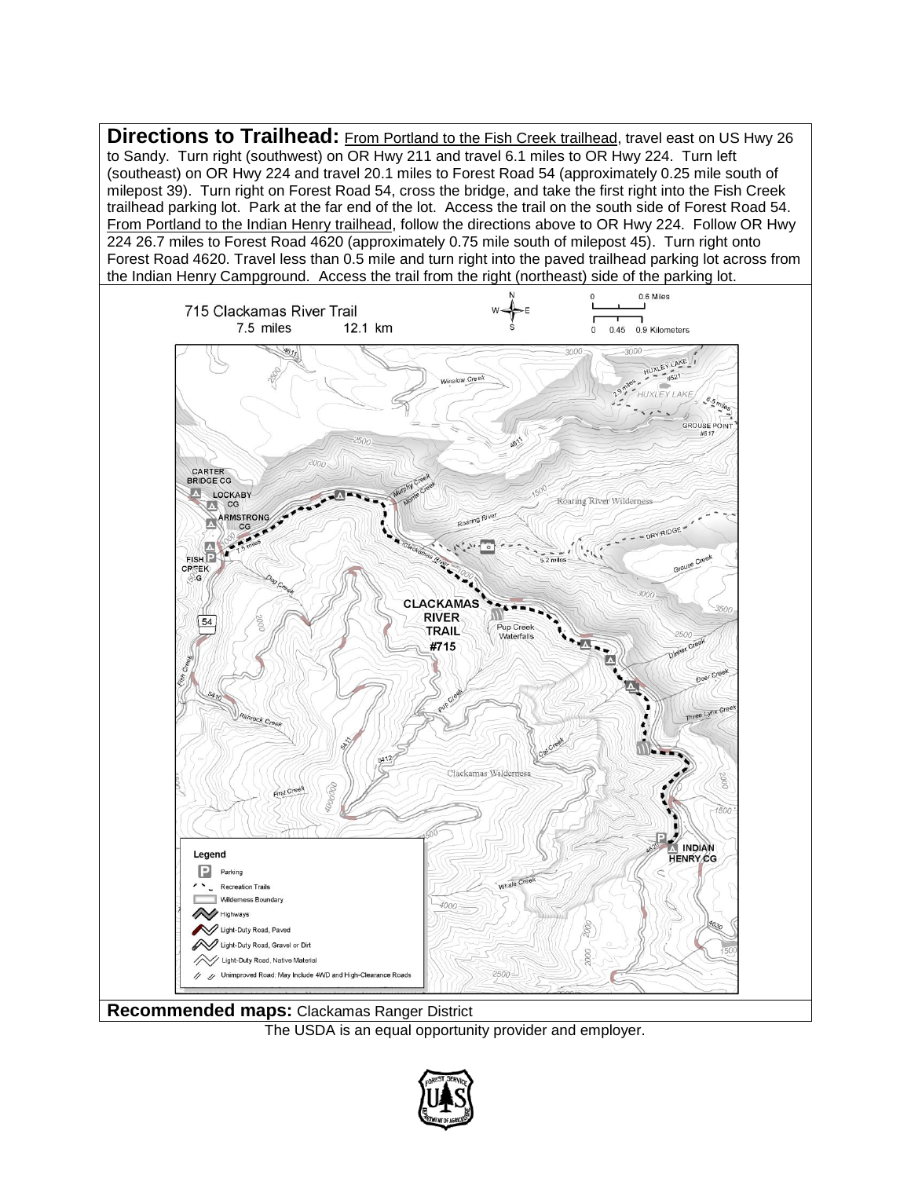**Directions to Trailhead:** From Portland to the Fish Creek trailhead, travel east on US Hwy 26 to Sandy. Turn right (southwest) on OR Hwy 211 and travel 6.1 miles to OR Hwy 224. Turn left (southeast) on OR Hwy 224 and travel 20.1 miles to Forest Road 54 (approximately 0.25 mile south of milepost 39). Turn right on Forest Road 54, cross the bridge, and take the first right into the Fish Creek trailhead parking lot. Park at the far end of the lot. Access the trail on the south side of Forest Road 54. From Portland to the Indian Henry trailhead, follow the directions above to OR Hwy 224. Follow OR Hwy 224 26.7 miles to Forest Road 4620 (approximately 0.75 mile south of milepost 45). Turn right onto Forest Road 4620. Travel less than 0.5 mile and turn right into the paved trailhead parking lot across from the Indian Henry Campground. Access the trail from the right (northeast) side of the parking lot.

715 Clackamas River Trail
7.5 miles 12.1 km

0 0.6 Miles
0 0.45 0.9 Kilometers

CLACKAMAS RIVER TRAIL #715

CARTER BRIDGE CG
LOCKABY CG
ARMSTRONG CG
FISH CREEK CG
INDIAN HENRY CG
Pup Creek Waterfalls
Roaring River Wilderness
Clackamas Wilderness
HUXLEY LAKE #521
GROUSE POINT #517
DRY RIDGE
7.5 miles
5.2 miles
3.9 miles
6.5 miles

Legend
Parking
Recreation Trails
Wilderness Boundary
Highways
Light-Duty Road, Paved
Light-Duty Road, Gravel or Dirt
Light-Duty Road, Native Material
Unimproved Road: May Include 4WD and High-Clearance Roads

**Recommended maps:** Clackamas Ranger District

The USDA is an equal opportunity provider and employer.